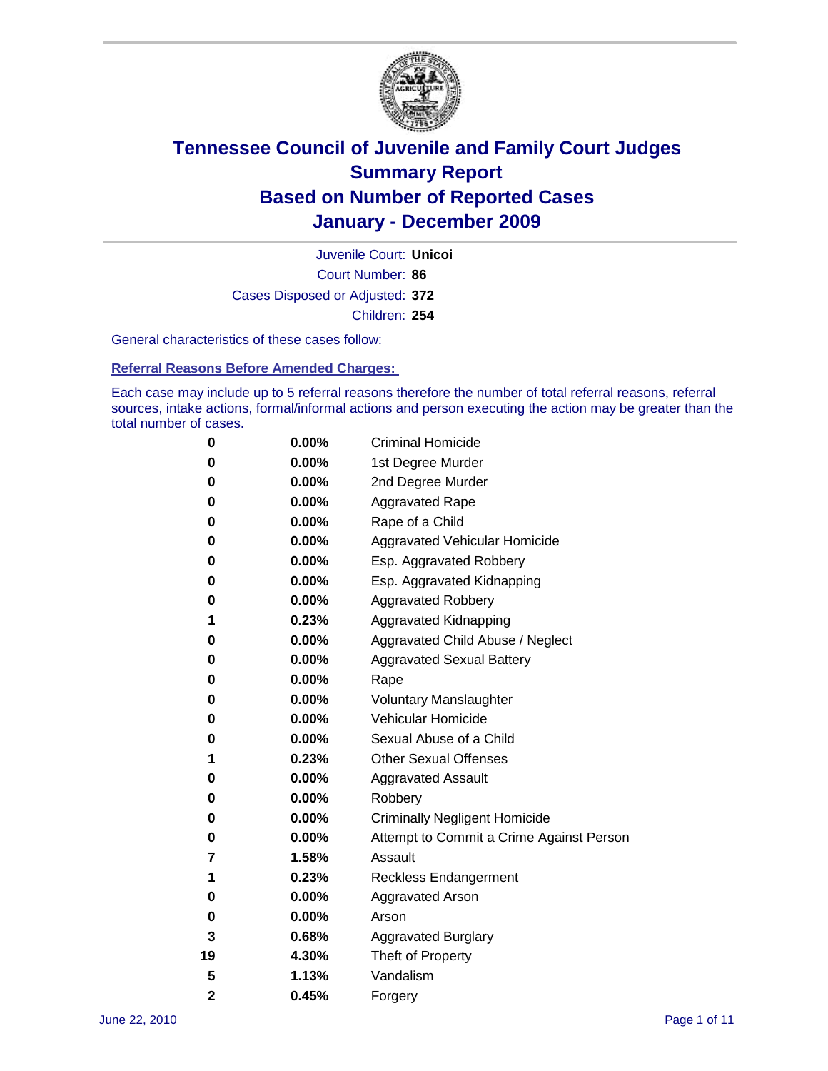# Tennessee Council of Juvenile and Family Court Judges
## Summary Report
## Based on Number of Reported Cases
## January - December 2009

Juvenile Court: **Unicoi**
Court Number: **86**
Cases Disposed or Adjusted: **372**
Children: **254**

General characteristics of these cases follow:

### Referral Reasons Before Amended Charges:

Each case may include up to 5 referral reasons therefore the number of total referral reasons, referral sources, intake actions, formal/informal actions and person executing the action may be greater than the total number of cases.

| Count | Percent | Referral Reason |
|---|---|---|
| 0 | 0.00% | Criminal Homicide |
| 0 | 0.00% | 1st Degree Murder |
| 0 | 0.00% | 2nd Degree Murder |
| 0 | 0.00% | Aggravated Rape |
| 0 | 0.00% | Rape of a Child |
| 0 | 0.00% | Aggravated Vehicular Homicide |
| 0 | 0.00% | Esp. Aggravated Robbery |
| 0 | 0.00% | Esp. Aggravated Kidnapping |
| 0 | 0.00% | Aggravated Robbery |
| 1 | 0.23% | Aggravated Kidnapping |
| 0 | 0.00% | Aggravated Child Abuse / Neglect |
| 0 | 0.00% | Aggravated Sexual Battery |
| 0 | 0.00% | Rape |
| 0 | 0.00% | Voluntary Manslaughter |
| 0 | 0.00% | Vehicular Homicide |
| 0 | 0.00% | Sexual Abuse of a Child |
| 1 | 0.23% | Other Sexual Offenses |
| 0 | 0.00% | Aggravated Assault |
| 0 | 0.00% | Robbery |
| 0 | 0.00% | Criminally Negligent Homicide |
| 0 | 0.00% | Attempt to Commit a Crime Against Person |
| 7 | 1.58% | Assault |
| 1 | 0.23% | Reckless Endangerment |
| 0 | 0.00% | Aggravated Arson |
| 0 | 0.00% | Arson |
| 3 | 0.68% | Aggravated Burglary |
| 19 | 4.30% | Theft of Property |
| 5 | 1.13% | Vandalism |
| 2 | 0.45% | Forgery |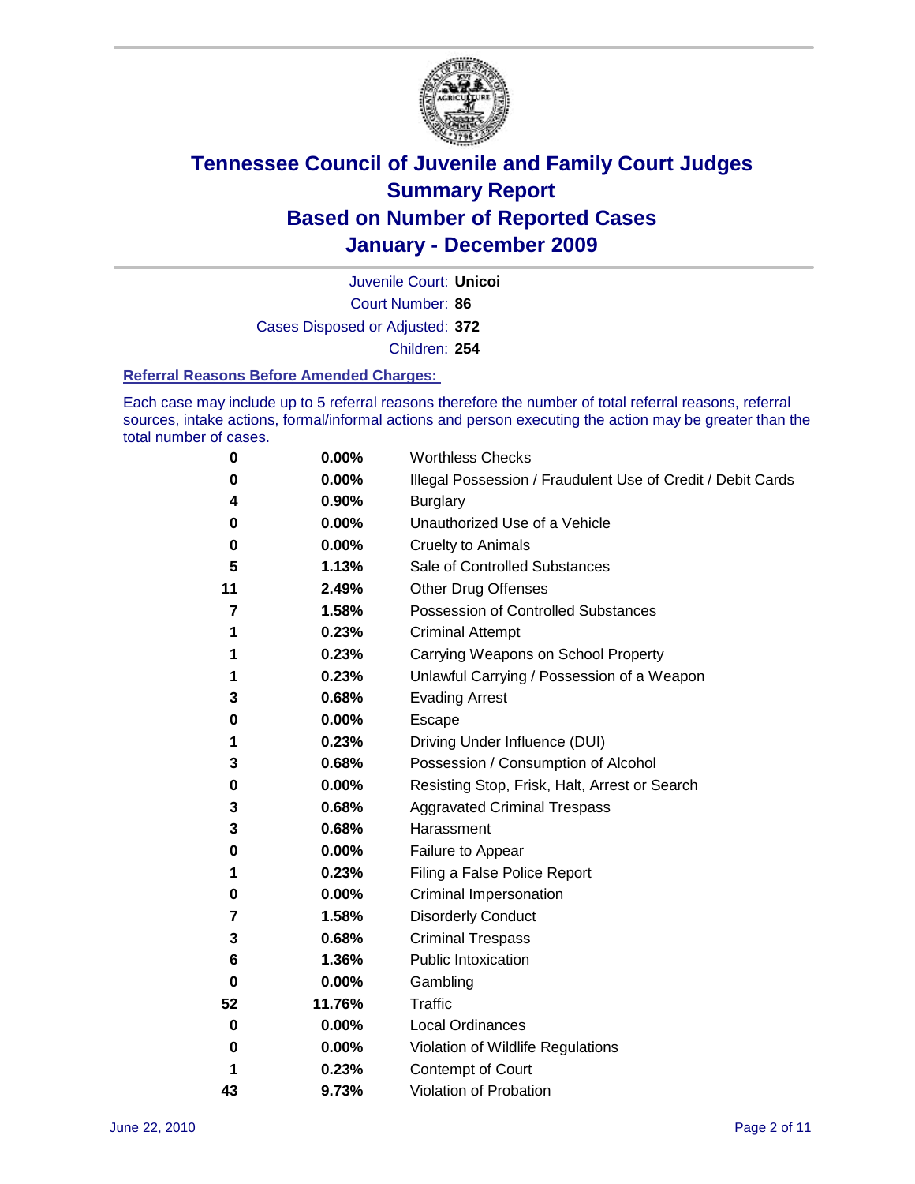# Tennessee Council of Juvenile and Family Court Judges
## Summary Report
## Based on Number of Reported Cases
## January - December 2009

Juvenile Court: **Unicoi**
Court Number: **86**
Cases Disposed or Adjusted: **372**
Children: **254**

### Referral Reasons Before Amended Charges:

Each case may include up to 5 referral reasons therefore the number of total referral reasons, referral sources, intake actions, formal/informal actions and person executing the action may be greater than the total number of cases.

| | | |
|---|---|---|
| 0 | 0.00% | Worthless Checks |
| 0 | 0.00% | Illegal Possession / Fraudulent Use of Credit / Debit Cards |
| 4 | 0.90% | Burglary |
| 0 | 0.00% | Unauthorized Use of a Vehicle |
| 0 | 0.00% | Cruelty to Animals |
| 5 | 1.13% | Sale of Controlled Substances |
| 11 | 2.49% | Other Drug Offenses |
| 7 | 1.58% | Possession of Controlled Substances |
| 1 | 0.23% | Criminal Attempt |
| 1 | 0.23% | Carrying Weapons on School Property |
| 1 | 0.23% | Unlawful Carrying / Possession of a Weapon |
| 3 | 0.68% | Evading Arrest |
| 0 | 0.00% | Escape |
| 1 | 0.23% | Driving Under Influence (DUI) |
| 3 | 0.68% | Possession / Consumption of Alcohol |
| 0 | 0.00% | Resisting Stop, Frisk, Halt, Arrest or Search |
| 3 | 0.68% | Aggravated Criminal Trespass |
| 3 | 0.68% | Harassment |
| 0 | 0.00% | Failure to Appear |
| 1 | 0.23% | Filing a False Police Report |
| 0 | 0.00% | Criminal Impersonation |
| 7 | 1.58% | Disorderly Conduct |
| 3 | 0.68% | Criminal Trespass |
| 6 | 1.36% | Public Intoxication |
| 0 | 0.00% | Gambling |
| 52 | 11.76% | Traffic |
| 0 | 0.00% | Local Ordinances |
| 0 | 0.00% | Violation of Wildlife Regulations |
| 1 | 0.23% | Contempt of Court |
| 43 | 9.73% | Violation of Probation |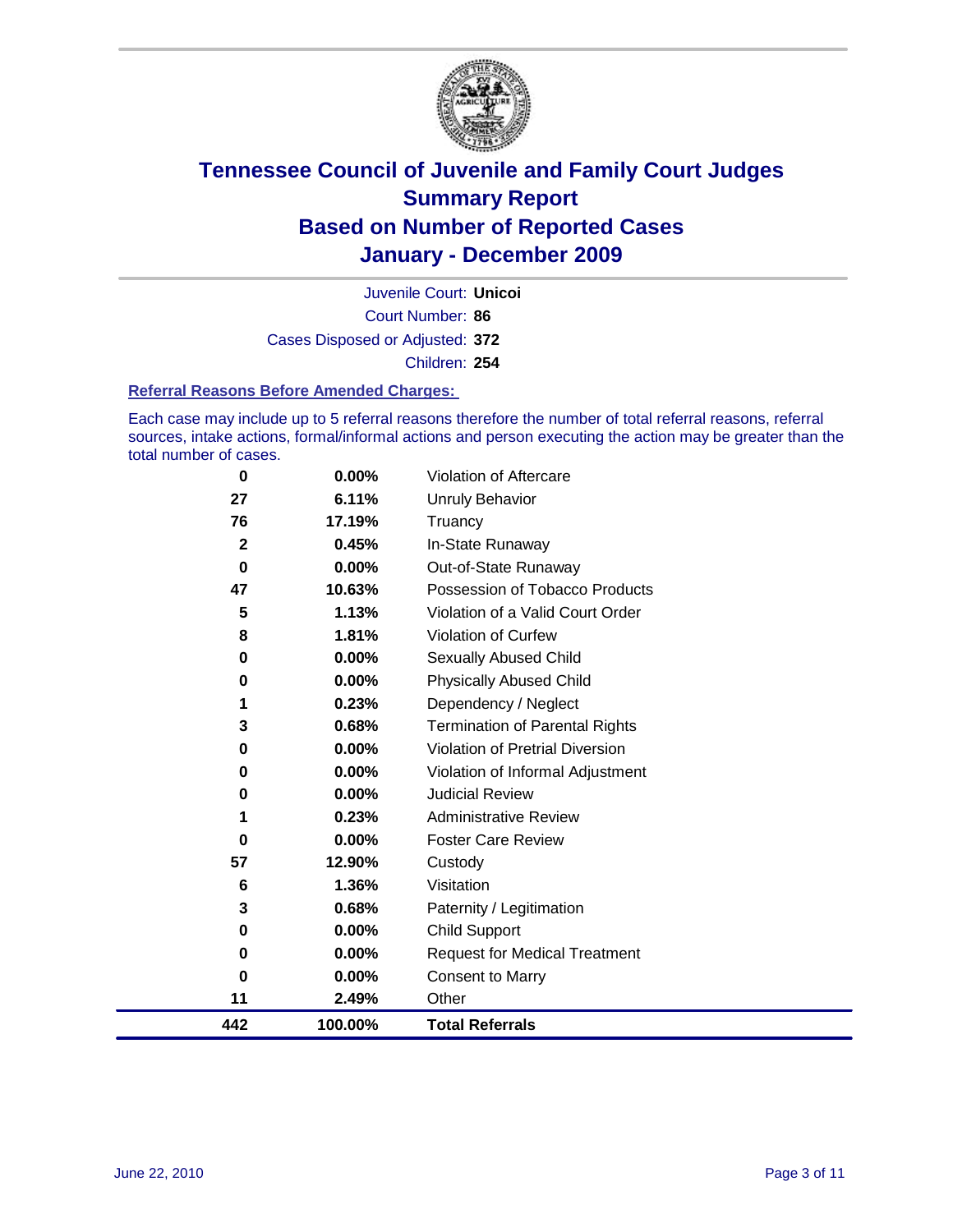# Tennessee Council of Juvenile and Family Court Judges
## Summary Report
## Based on Number of Reported Cases
## January - December 2009

Juvenile Court: **Unicoi**

Court Number: **86**

Cases Disposed or Adjusted: **372**

Children: **254**

### Referral Reasons Before Amended Charges:

Each case may include up to 5 referral reasons therefore the number of total referral reasons, referral sources, intake actions, formal/informal actions and person executing the action may be greater than the total number of cases.

| Count | Percent | Referral Reason |
|---|---|---|
| 0 | 0.00% | Violation of Aftercare |
| 27 | 6.11% | Unruly Behavior |
| 76 | 17.19% | Truancy |
| 2 | 0.45% | In-State Runaway |
| 0 | 0.00% | Out-of-State Runaway |
| 47 | 10.63% | Possession of Tobacco Products |
| 5 | 1.13% | Violation of a Valid Court Order |
| 8 | 1.81% | Violation of Curfew |
| 0 | 0.00% | Sexually Abused Child |
| 0 | 0.00% | Physically Abused Child |
| 1 | 0.23% | Dependency / Neglect |
| 3 | 0.68% | Termination of Parental Rights |
| 0 | 0.00% | Violation of Pretrial Diversion |
| 0 | 0.00% | Violation of Informal Adjustment |
| 0 | 0.00% | Judicial Review |
| 1 | 0.23% | Administrative Review |
| 0 | 0.00% | Foster Care Review |
| 57 | 12.90% | Custody |
| 6 | 1.36% | Visitation |
| 3 | 0.68% | Paternity / Legitimation |
| 0 | 0.00% | Child Support |
| 0 | 0.00% | Request for Medical Treatment |
| 0 | 0.00% | Consent to Marry |
| 11 | 2.49% | Other |
| **442** | **100.00%** | **Total Referrals** |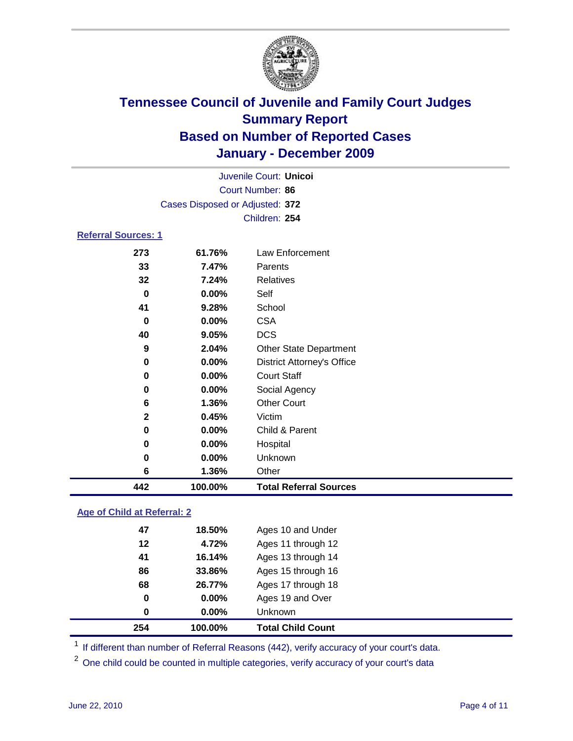# Tennessee Council of Juvenile and Family Court Judges
## Summary Report
## Based on Number of Reported Cases
## January - December 2009

Juvenile Court: **Unicoi**
Court Number: **86**
Cases Disposed or Adjusted: **372**
Children: **254**

### Referral Sources: 1

| | | |
|---|---|---|
| 273 | 61.76% | Law Enforcement |
| 33 | 7.47% | Parents |
| 32 | 7.24% | Relatives |
| 0 | 0.00% | Self |
| 41 | 9.28% | School |
| 0 | 0.00% | CSA |
| 40 | 9.05% | DCS |
| 9 | 2.04% | Other State Department |
| 0 | 0.00% | District Attorney's Office |
| 0 | 0.00% | Court Staff |
| 0 | 0.00% | Social Agency |
| 6 | 1.36% | Other Court |
| 2 | 0.45% | Victim |
| 0 | 0.00% | Child & Parent |
| 0 | 0.00% | Hospital |
| 0 | 0.00% | Unknown |
| 6 | 1.36% | Other |
| **442** | **100.00%** | **Total Referral Sources** |

### Age of Child at Referral: 2

| | | |
|---|---|---|
| 47 | 18.50% | Ages 10 and Under |
| 12 | 4.72% | Ages 11 through 12 |
| 41 | 16.14% | Ages 13 through 14 |
| 86 | 33.86% | Ages 15 through 16 |
| 68 | 26.77% | Ages 17 through 18 |
| 0 | 0.00% | Ages 19 and Over |
| 0 | 0.00% | Unknown |
| **254** | **100.00%** | **Total Child Count** |

[1] If different than number of Referral Reasons (442), verify accuracy of your court's data.

[2] One child could be counted in multiple categories, verify accuracy of your court's data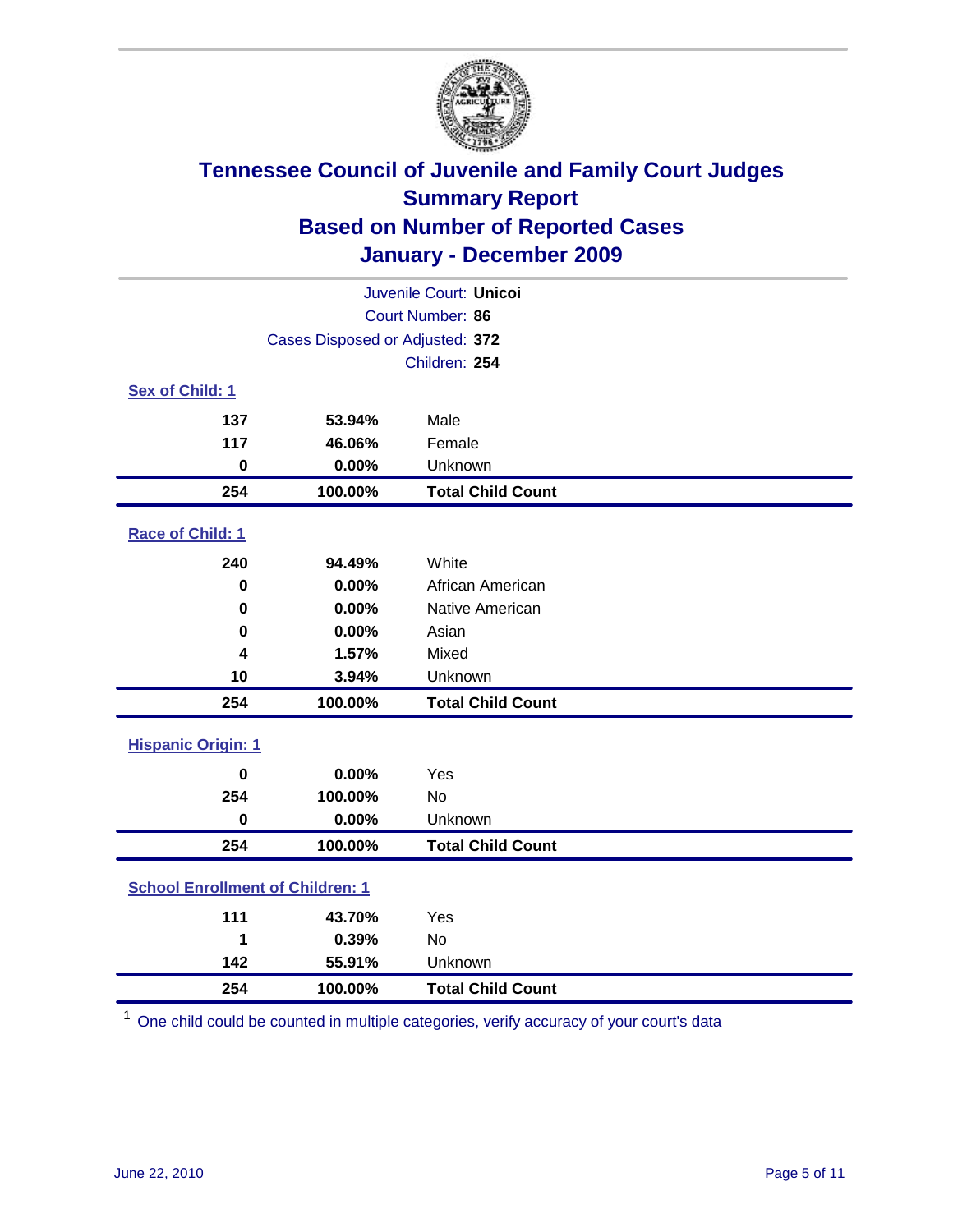# Tennessee Council of Juvenile and Family Court Judges
## Summary Report
## Based on Number of Reported Cases
## January - December 2009

Juvenile Court: **Unicoi**
Court Number: **86**
Cases Disposed or Adjusted: **372**
Children: **254**

### Sex of Child: 1

| | | |
|---|---|---|
| 137 | 53.94% | Male |
| 117 | 46.06% | Female |
| 0 | 0.00% | Unknown |
| **254** | **100.00%** | **Total Child Count** |

### Race of Child: 1

| | | |
|---|---|---|
| 240 | 94.49% | White |
| 0 | 0.00% | African American |
| 0 | 0.00% | Native American |
| 0 | 0.00% | Asian |
| 4 | 1.57% | Mixed |
| 10 | 3.94% | Unknown |
| **254** | **100.00%** | **Total Child Count** |

### Hispanic Origin: 1

| | | |
|---|---|---|
| 0 | 0.00% | Yes |
| 254 | 100.00% | No |
| 0 | 0.00% | Unknown |
| **254** | **100.00%** | **Total Child Count** |

### School Enrollment of Children: 1

| | | |
|---|---|---|
| 111 | 43.70% | Yes |
| 1 | 0.39% | No |
| 142 | 55.91% | Unknown |
| **254** | **100.00%** | **Total Child Count** |

[1] One child could be counted in multiple categories, verify accuracy of your court's data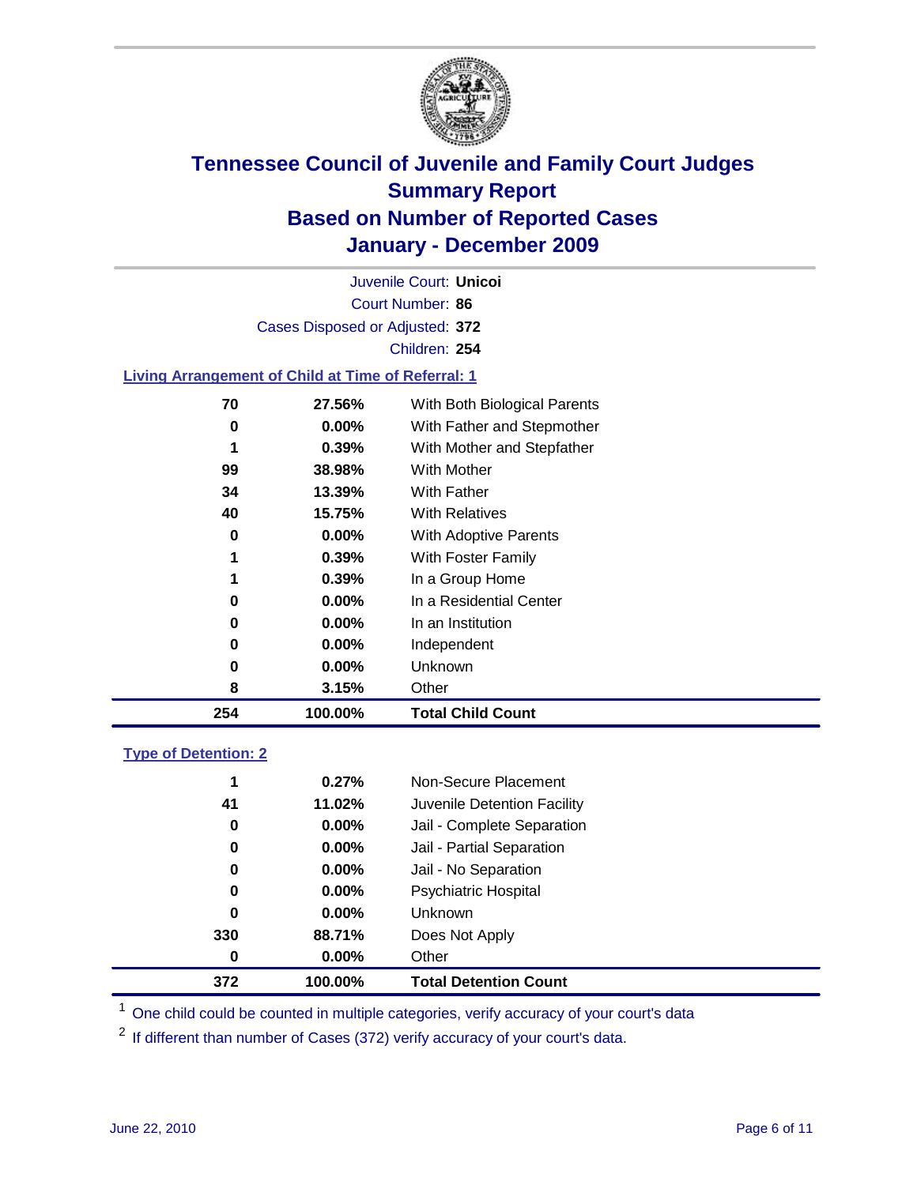# Tennessee Council of Juvenile and Family Court Judges
## Summary Report
## Based on Number of Reported Cases
## January - December 2009

Juvenile Court: **Unicoi**

Court Number: **86**

Cases Disposed or Adjusted: **372**

Children: **254**

### Living Arrangement of Child at Time of Referral: 1

| Count | Percent | Category |
|---|---|---|
| 70 | 27.56% | With Both Biological Parents |
| 0 | 0.00% | With Father and Stepmother |
| 1 | 0.39% | With Mother and Stepfather |
| 99 | 38.98% | With Mother |
| 34 | 13.39% | With Father |
| 40 | 15.75% | With Relatives |
| 0 | 0.00% | With Adoptive Parents |
| 1 | 0.39% | With Foster Family |
| 1 | 0.39% | In a Group Home |
| 0 | 0.00% | In a Residential Center |
| 0 | 0.00% | In an Institution |
| 0 | 0.00% | Independent |
| 0 | 0.00% | Unknown |
| 8 | 3.15% | Other |
| **254** | **100.00%** | **Total Child Count** |

### Type of Detention: 2

| Count | Percent | Category |
|---|---|---|
| 1 | 0.27% | Non-Secure Placement |
| 41 | 11.02% | Juvenile Detention Facility |
| 0 | 0.00% | Jail - Complete Separation |
| 0 | 0.00% | Jail - Partial Separation |
| 0 | 0.00% | Jail - No Separation |
| 0 | 0.00% | Psychiatric Hospital |
| 0 | 0.00% | Unknown |
| 330 | 88.71% | Does Not Apply |
| 0 | 0.00% | Other |
| **372** | **100.00%** | **Total Detention Count** |

[1] One child could be counted in multiple categories, verify accuracy of your court's data

[2] If different than number of Cases (372) verify accuracy of your court's data.

June 22, 2010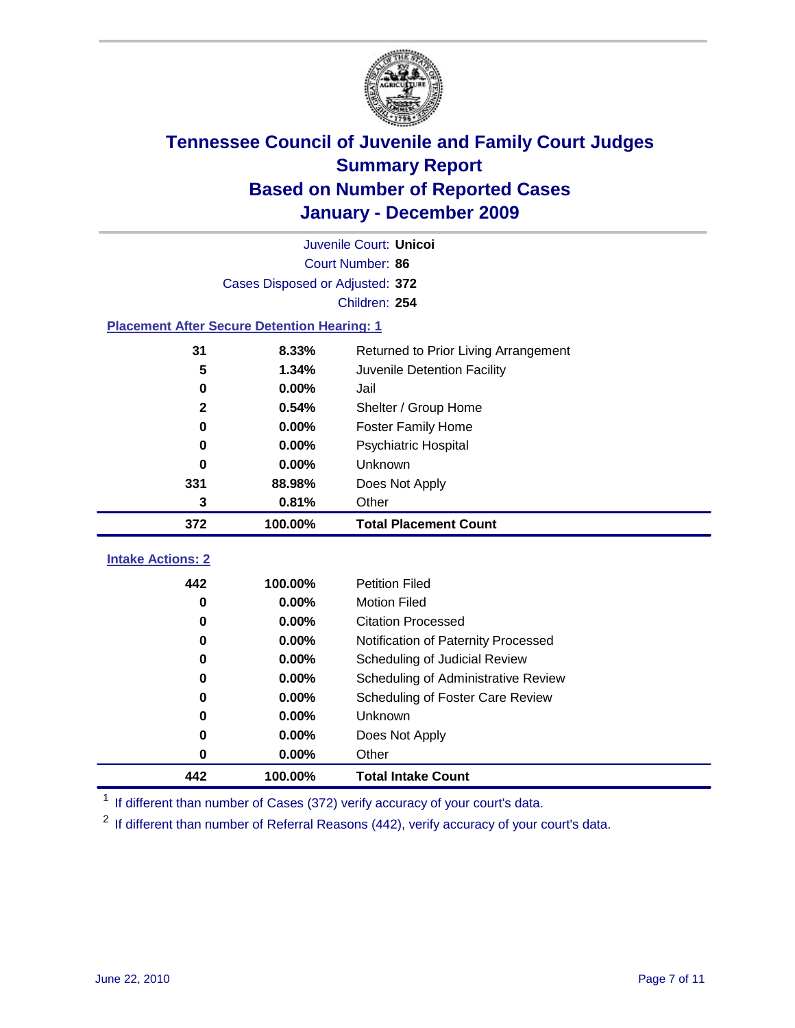# Tennessee Council of Juvenile and Family Court Judges
## Summary Report
## Based on Number of Reported Cases
## January - December 2009

Juvenile Court: **Unicoi**

Court Number: **86**

Cases Disposed or Adjusted: **372**

Children: **254**

### Placement After Secure Detention Hearing: 1

| | | |
|---|---|---|
| 31 | 8.33% | Returned to Prior Living Arrangement |
| 5 | 1.34% | Juvenile Detention Facility |
| 0 | 0.00% | Jail |
| 2 | 0.54% | Shelter / Group Home |
| 0 | 0.00% | Foster Family Home |
| 0 | 0.00% | Psychiatric Hospital |
| 0 | 0.00% | Unknown |
| 331 | 88.98% | Does Not Apply |
| 3 | 0.81% | Other |
| **372** | **100.00%** | **Total Placement Count** |

### Intake Actions: 2

| | | |
|---|---|---|
| 442 | 100.00% | Petition Filed |
| 0 | 0.00% | Motion Filed |
| 0 | 0.00% | Citation Processed |
| 0 | 0.00% | Notification of Paternity Processed |
| 0 | 0.00% | Scheduling of Judicial Review |
| 0 | 0.00% | Scheduling of Administrative Review |
| 0 | 0.00% | Scheduling of Foster Care Review |
| 0 | 0.00% | Unknown |
| 0 | 0.00% | Does Not Apply |
| 0 | 0.00% | Other |
| **442** | **100.00%** | **Total Intake Count** |

[1] If different than number of Cases (372) verify accuracy of your court's data.

[2] If different than number of Referral Reasons (442), verify accuracy of your court's data.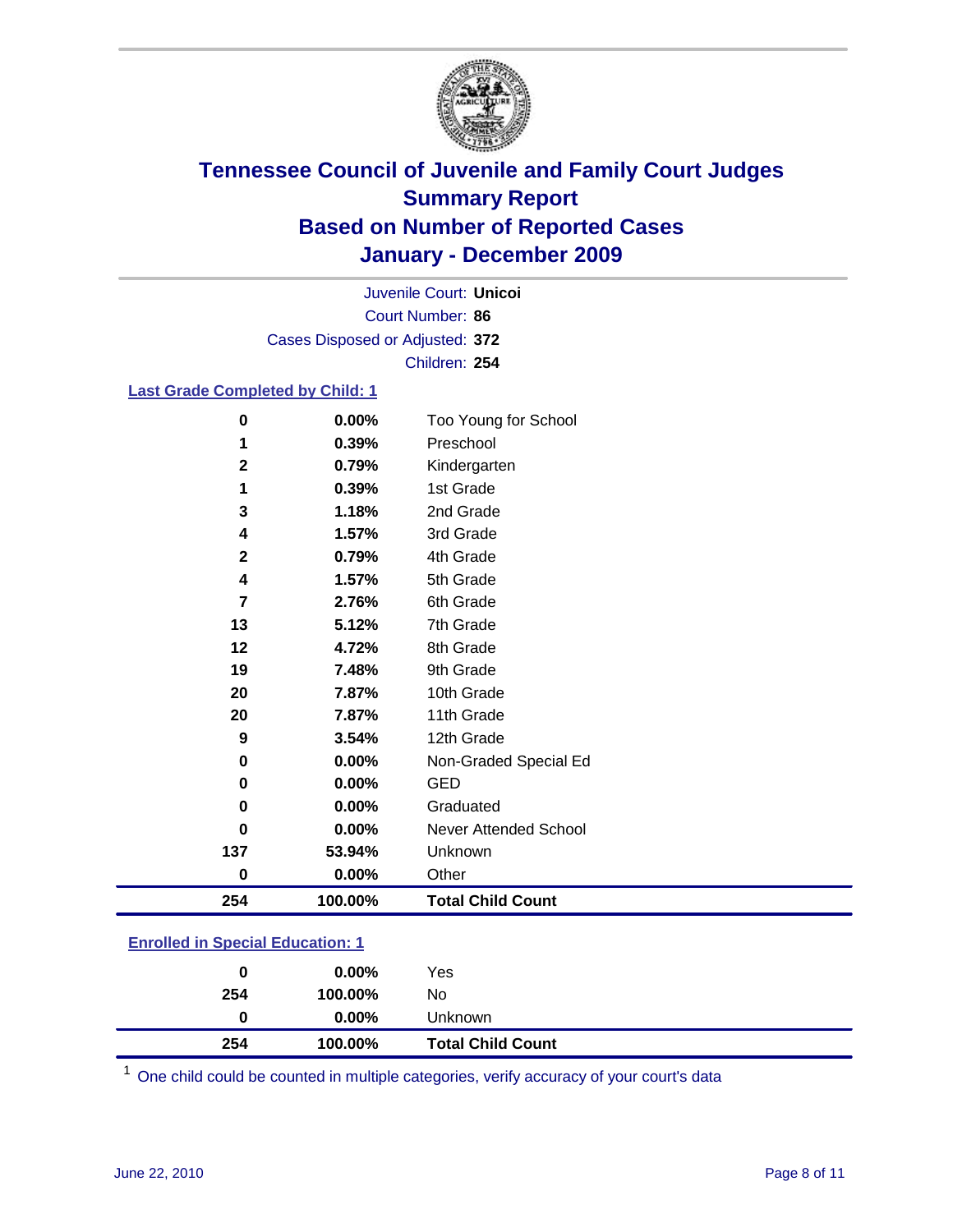# Tennessee Council of Juvenile and Family Court Judges
## Summary Report
## Based on Number of Reported Cases
## January - December 2009

Juvenile Court: **Unicoi**

Court Number: **86**

Cases Disposed or Adjusted: **372**

Children: **254**

### Last Grade Completed by Child: 1

| Count | Percent | Category |
|---|---|---|
| 0 | 0.00% | Too Young for School |
| 1 | 0.39% | Preschool |
| 2 | 0.79% | Kindergarten |
| 1 | 0.39% | 1st Grade |
| 3 | 1.18% | 2nd Grade |
| 4 | 1.57% | 3rd Grade |
| 2 | 0.79% | 4th Grade |
| 4 | 1.57% | 5th Grade |
| 7 | 2.76% | 6th Grade |
| 13 | 5.12% | 7th Grade |
| 12 | 4.72% | 8th Grade |
| 19 | 7.48% | 9th Grade |
| 20 | 7.87% | 10th Grade |
| 20 | 7.87% | 11th Grade |
| 9 | 3.54% | 12th Grade |
| 0 | 0.00% | Non-Graded Special Ed |
| 0 | 0.00% | GED |
| 0 | 0.00% | Graduated |
| 0 | 0.00% | Never Attended School |
| 137 | 53.94% | Unknown |
| 0 | 0.00% | Other |
| **254** | **100.00%** | **Total Child Count** |

### Enrolled in Special Education: 1

| Count | Percent | Category |
|---|---|---|
| 0 | 0.00% | Yes |
| 254 | 100.00% | No |
| 0 | 0.00% | Unknown |
| **254** | **100.00%** | **Total Child Count** |

[1] One child could be counted in multiple categories, verify accuracy of your court's data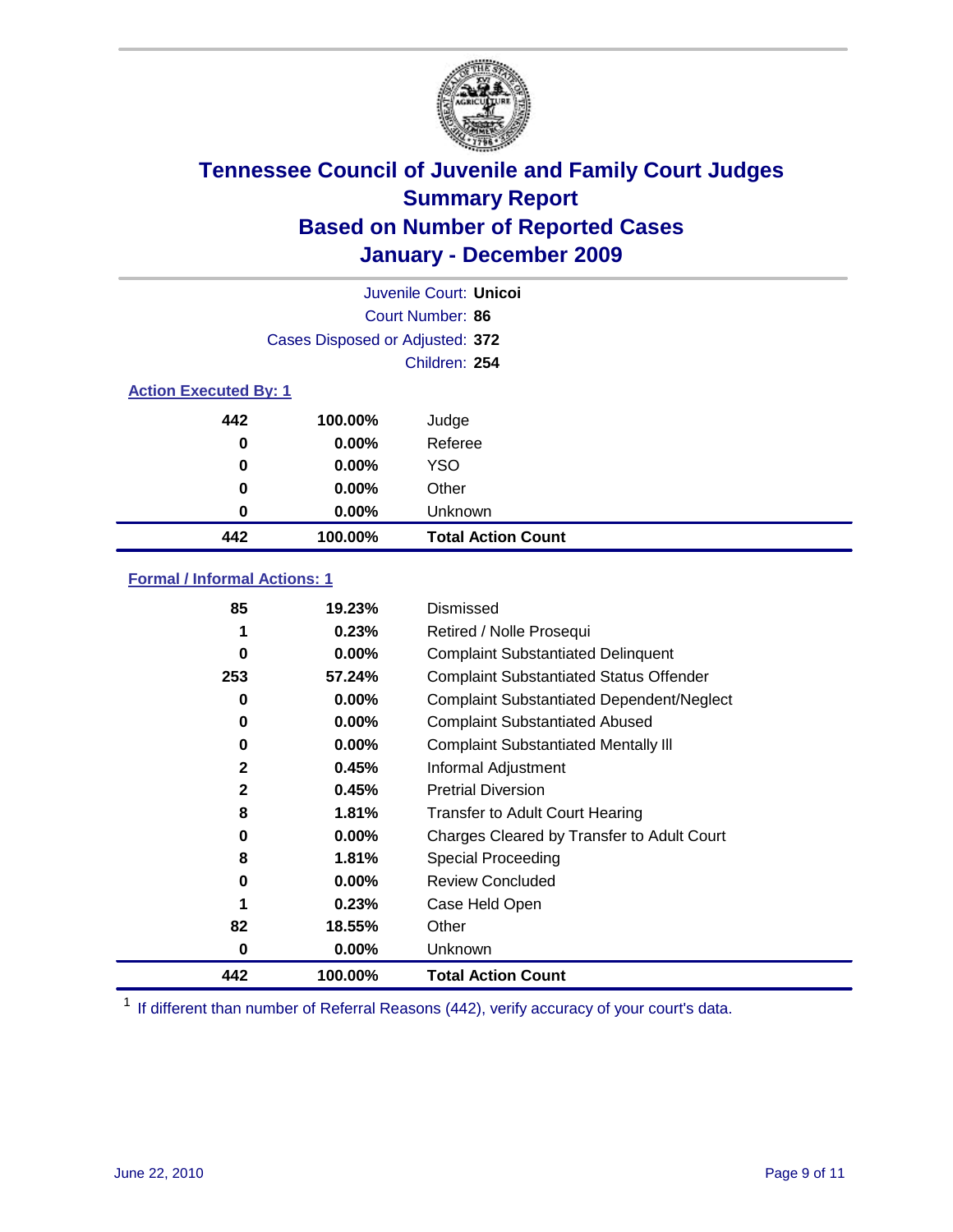# Tennessee Council of Juvenile and Family Court Judges
## Summary Report
## Based on Number of Reported Cases
## January - December 2009

Juvenile Court: **Unicoi**

Court Number: **86**

Cases Disposed or Adjusted: **372**

Children: **254**

### Action Executed By: 1

| | | |
|---|---|---|
| 442 | 100.00% | Judge |
| 0 | 0.00% | Referee |
| 0 | 0.00% | YSO |
| 0 | 0.00% | Other |
| 0 | 0.00% | Unknown |
| **442** | **100.00%** | **Total Action Count** |

### Formal / Informal Actions: 1

| | | |
|---|---|---|
| 85 | 19.23% | Dismissed |
| 1 | 0.23% | Retired / Nolle Prosequi |
| 0 | 0.00% | Complaint Substantiated Delinquent |
| 253 | 57.24% | Complaint Substantiated Status Offender |
| 0 | 0.00% | Complaint Substantiated Dependent/Neglect |
| 0 | 0.00% | Complaint Substantiated Abused |
| 0 | 0.00% | Complaint Substantiated Mentally Ill |
| 2 | 0.45% | Informal Adjustment |
| 2 | 0.45% | Pretrial Diversion |
| 8 | 1.81% | Transfer to Adult Court Hearing |
| 0 | 0.00% | Charges Cleared by Transfer to Adult Court |
| 8 | 1.81% | Special Proceeding |
| 0 | 0.00% | Review Concluded |
| 1 | 0.23% | Case Held Open |
| 82 | 18.55% | Other |
| 0 | 0.00% | Unknown |
| **442** | **100.00%** | **Total Action Count** |

[1] If different than number of Referral Reasons (442), verify accuracy of your court's data.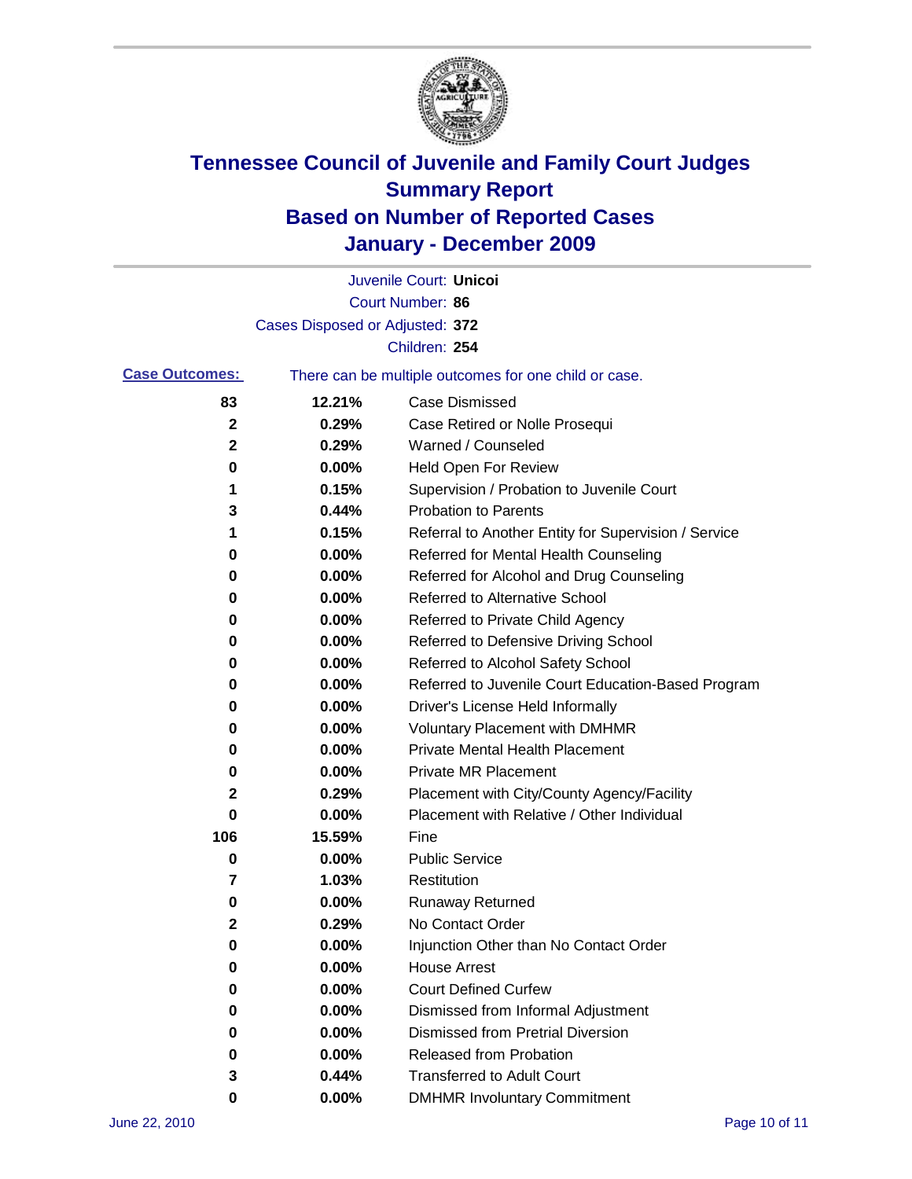# Tennessee Council of Juvenile and Family Court Judges
## Summary Report
## Based on Number of Reported Cases
## January - December 2009

Juvenile Court: **Unicoi**
Court Number: **86**
Cases Disposed or Adjusted: **372**
Children: **254**

**Case Outcomes:** There can be multiple outcomes for one child or case.

| Count | Percent | Outcome |
|---|---|---|
| 83 | 12.21% | Case Dismissed |
| 2 | 0.29% | Case Retired or Nolle Prosequi |
| 2 | 0.29% | Warned / Counseled |
| 0 | 0.00% | Held Open For Review |
| 1 | 0.15% | Supervision / Probation to Juvenile Court |
| 3 | 0.44% | Probation to Parents |
| 1 | 0.15% | Referral to Another Entity for Supervision / Service |
| 0 | 0.00% | Referred for Mental Health Counseling |
| 0 | 0.00% | Referred for Alcohol and Drug Counseling |
| 0 | 0.00% | Referred to Alternative School |
| 0 | 0.00% | Referred to Private Child Agency |
| 0 | 0.00% | Referred to Defensive Driving School |
| 0 | 0.00% | Referred to Alcohol Safety School |
| 0 | 0.00% | Referred to Juvenile Court Education-Based Program |
| 0 | 0.00% | Driver's License Held Informally |
| 0 | 0.00% | Voluntary Placement with DMHMR |
| 0 | 0.00% | Private Mental Health Placement |
| 0 | 0.00% | Private MR Placement |
| 2 | 0.29% | Placement with City/County Agency/Facility |
| 0 | 0.00% | Placement with Relative / Other Individual |
| 106 | 15.59% | Fine |
| 0 | 0.00% | Public Service |
| 7 | 1.03% | Restitution |
| 0 | 0.00% | Runaway Returned |
| 2 | 0.29% | No Contact Order |
| 0 | 0.00% | Injunction Other than No Contact Order |
| 0 | 0.00% | House Arrest |
| 0 | 0.00% | Court Defined Curfew |
| 0 | 0.00% | Dismissed from Informal Adjustment |
| 0 | 0.00% | Dismissed from Pretrial Diversion |
| 0 | 0.00% | Released from Probation |
| 3 | 0.44% | Transferred to Adult Court |
| 0 | 0.00% | DMHMR Involuntary Commitment |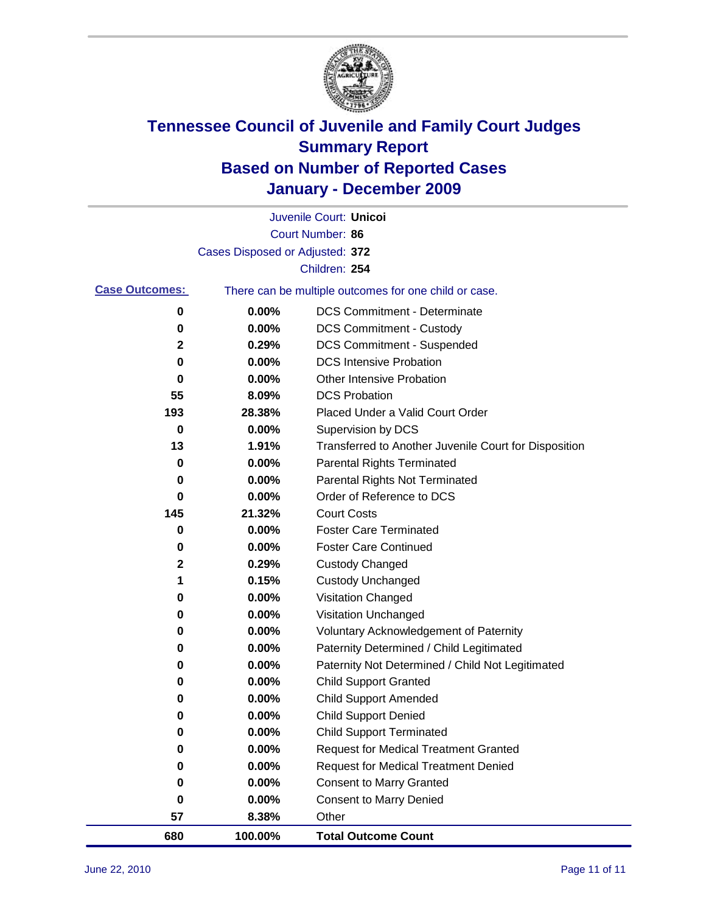# Tennessee Council of Juvenile and Family Court Judges
## Summary Report
## Based on Number of Reported Cases
## January - December 2009

Juvenile Court: **Unicoi**

Court Number: **86**

Cases Disposed or Adjusted: **372**

Children: **254**

**Case Outcomes:** There can be multiple outcomes for one child or case.

| | | |
|---|---|---|
| 0 | 0.00% | DCS Commitment - Determinate |
| 0 | 0.00% | DCS Commitment - Custody |
| 2 | 0.29% | DCS Commitment - Suspended |
| 0 | 0.00% | DCS Intensive Probation |
| 0 | 0.00% | Other Intensive Probation |
| 55 | 8.09% | DCS Probation |
| 193 | 28.38% | Placed Under a Valid Court Order |
| 0 | 0.00% | Supervision by DCS |
| 13 | 1.91% | Transferred to Another Juvenile Court for Disposition |
| 0 | 0.00% | Parental Rights Terminated |
| 0 | 0.00% | Parental Rights Not Terminated |
| 0 | 0.00% | Order of Reference to DCS |
| 145 | 21.32% | Court Costs |
| 0 | 0.00% | Foster Care Terminated |
| 0 | 0.00% | Foster Care Continued |
| 2 | 0.29% | Custody Changed |
| 1 | 0.15% | Custody Unchanged |
| 0 | 0.00% | Visitation Changed |
| 0 | 0.00% | Visitation Unchanged |
| 0 | 0.00% | Voluntary Acknowledgement of Paternity |
| 0 | 0.00% | Paternity Determined / Child Legitimated |
| 0 | 0.00% | Paternity Not Determined / Child Not Legitimated |
| 0 | 0.00% | Child Support Granted |
| 0 | 0.00% | Child Support Amended |
| 0 | 0.00% | Child Support Denied |
| 0 | 0.00% | Child Support Terminated |
| 0 | 0.00% | Request for Medical Treatment Granted |
| 0 | 0.00% | Request for Medical Treatment Denied |
| 0 | 0.00% | Consent to Marry Granted |
| 0 | 0.00% | Consent to Marry Denied |
| 57 | 8.38% | Other |
| **680** | **100.00%** | **Total Outcome Count** |

June 22, 2010